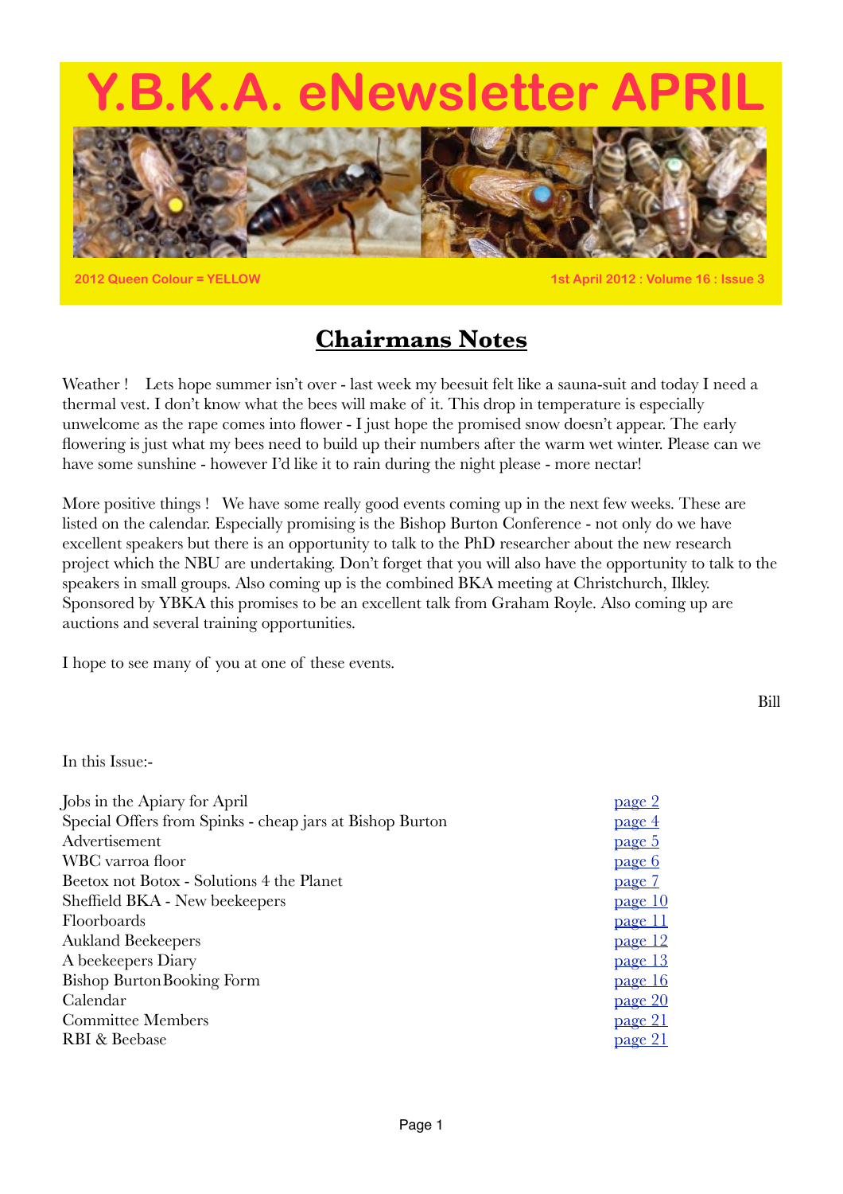# Y.B.K.A. eNewsletter APRIL

2012 Queen Colour = YELLOW

1st April 2012 : Volume 16 : Issue 3

## Chairmans Notes

Weather ! Lets hope summer isn't over - last week my beesuit felt like a sauna-suit and today I need a thermal vest. I don't know what the bees will make of it. This drop in temperature is especially unwelcome as the rape comes into flower - I just hope the promised snow doesn't appear. The early flowering is just what my bees need to build up their numbers after the warm wet winter. Please can we have some sunshine - however I'd like it to rain during the night please - more nectar!

More positive things ! We have some really good events coming up in the next few weeks. These are listed on the calendar. Especially promising is the Bishop Burton Conference - not only do we have excellent speakers but there is an opportunity to talk to the PhD researcher about the new research project which the NBU are undertaking. Don't forget that you will also have the opportunity to talk to the speakers in small groups. Also coming up is the combined BKA meeting at Christchurch, Ilkley. Sponsored by YBKA this promises to be an excellent talk from Graham Royle. Also coming up are auctions and several training opportunities.

I hope to see many of you at one of these events.

Bill

In this Issue:-

| | |
|---|---|
| Jobs in the Apiary for April | page 2 |
| Special Offers from Spinks - cheap jars at Bishop Burton | page 4 |
| Advertisement | page 5 |
| WBC varroa floor | page 6 |
| Beetox not Botox - Solutions 4 the Planet | page 7 |
| Sheffield BKA - New beekeepers | page 10 |
| Floorboards | page 11 |
| Aukland Beekeepers | page 12 |
| A beekeepers Diary | page 13 |
| Bishop Burton Booking Form | page 16 |
| Calendar | page 20 |
| Committee Members | page 21 |
| RBI & Beebase | page 21 |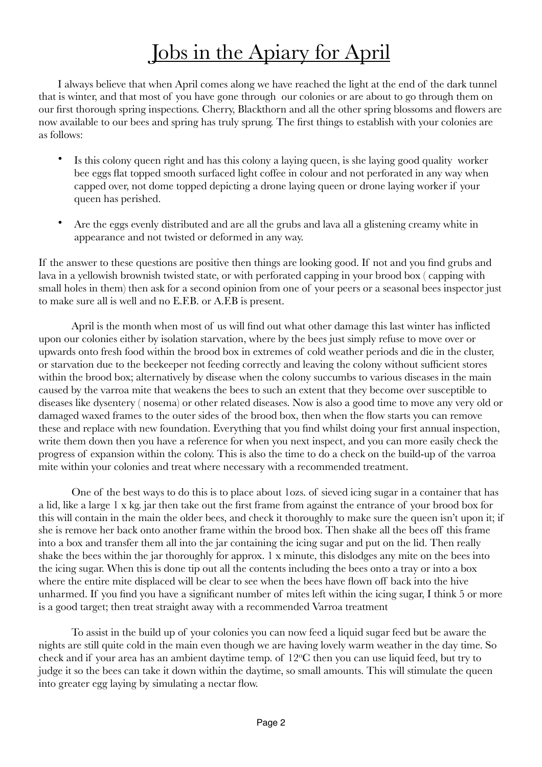# Jobs in the Apiary for April

I always believe that when April comes along we have reached the light at the end of the dark tunnel that is winter, and that most of you have gone through our colonies or are about to go through them on our first thorough spring inspections. Cherry, Blackthorn and all the other spring blossoms and flowers are now available to our bees and spring has truly sprung. The first things to establish with your colonies are as follows:

- Is this colony queen right and has this colony a laying queen, is she laying good quality worker bee eggs flat topped smooth surfaced light coffee in colour and not perforated in any way when capped over, not dome topped depicting a drone laying queen or drone laying worker if your queen has perished.
- Are the eggs evenly distributed and are all the grubs and lava all a glistening creamy white in appearance and not twisted or deformed in any way.

If the answer to these questions are positive then things are looking good. If not and you find grubs and lava in a yellowish brownish twisted state, or with perforated capping in your brood box ( capping with small holes in them) then ask for a second opinion from one of your peers or a seasonal bees inspector just to make sure all is well and no E.F.B. or A.F.B is present.

April is the month when most of us will find out what other damage this last winter has inflicted upon our colonies either by isolation starvation, where by the bees just simply refuse to move over or upwards onto fresh food within the brood box in extremes of cold weather periods and die in the cluster, or starvation due to the beekeeper not feeding correctly and leaving the colony without sufficient stores within the brood box; alternatively by disease when the colony succumbs to various diseases in the main caused by the varroa mite that weakens the bees to such an extent that they become over susceptible to diseases like dysentery ( nosema) or other related diseases. Now is also a good time to move any very old or damaged waxed frames to the outer sides of the brood box, then when the flow starts you can remove these and replace with new foundation. Everything that you find whilst doing your first annual inspection, write them down then you have a reference for when you next inspect, and you can more easily check the progress of expansion within the colony. This is also the time to do a check on the build-up of the varroa mite within your colonies and treat where necessary with a recommended treatment.

One of the best ways to do this is to place about 1ozs. of sieved icing sugar in a container that has a lid, like a large 1 x kg. jar then take out the first frame from against the entrance of your brood box for this will contain in the main the older bees, and check it thoroughly to make sure the queen isn't upon it; if she is remove her back onto another frame within the brood box. Then shake all the bees off this frame into a box and transfer them all into the jar containing the icing sugar and put on the lid. Then really shake the bees within the jar thoroughly for approx. 1 x minute, this dislodges any mite on the bees into the icing sugar. When this is done tip out all the contents including the bees onto a tray or into a box where the entire mite displaced will be clear to see when the bees have flown off back into the hive unharmed. If you find you have a significant number of mites left within the icing sugar, I think 5 or more is a good target; then treat straight away with a recommended Varroa treatment

To assist in the build up of your colonies you can now feed a liquid sugar feed but be aware the nights are still quite cold in the main even though we are having lovely warm weather in the day time. So check and if your area has an ambient daytime temp. of 12ºC then you can use liquid feed, but try to judge it so the bees can take it down within the daytime, so small amounts. This will stimulate the queen into greater egg laying by simulating a nectar flow.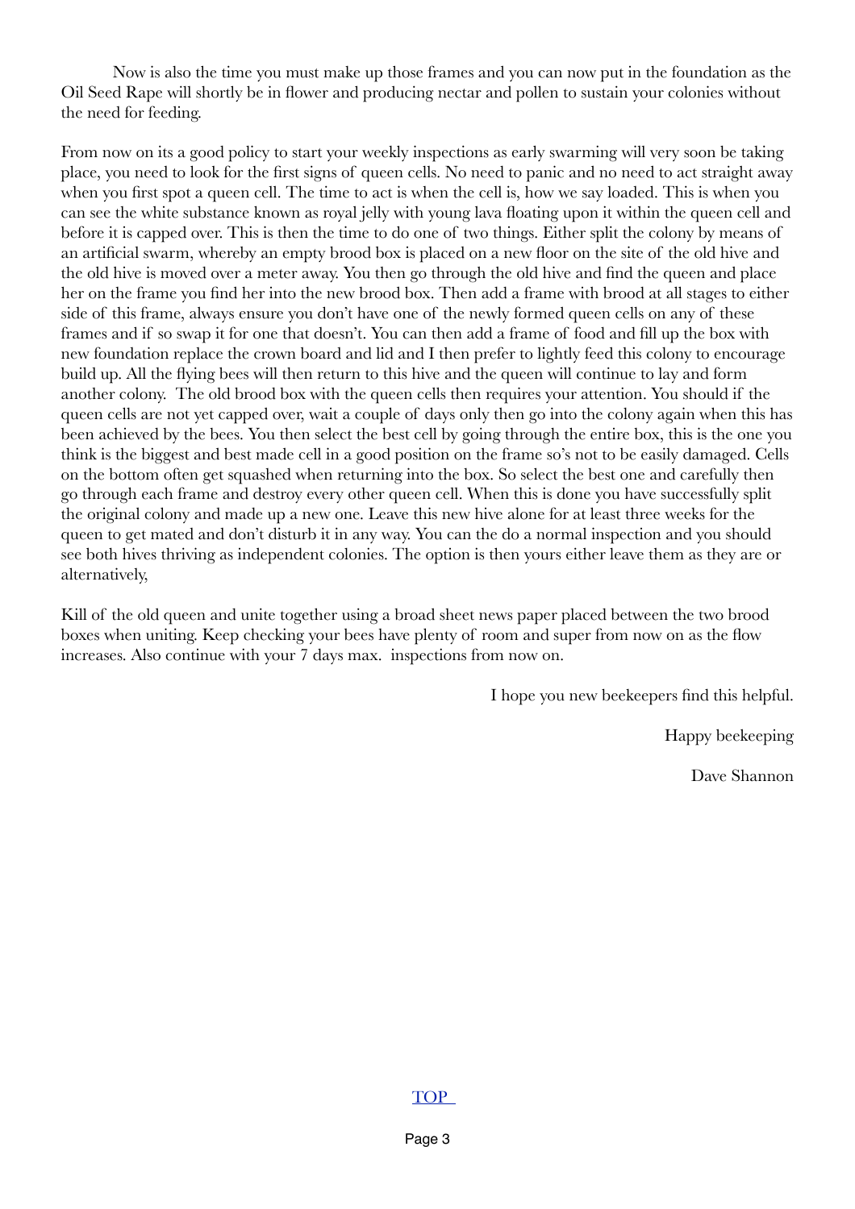Now is also the time you must make up those frames and you can now put in the foundation as the Oil Seed Rape will shortly be in flower and producing nectar and pollen to sustain your colonies without the need for feeding.

From now on its a good policy to start your weekly inspections as early swarming will very soon be taking place, you need to look for the first signs of queen cells. No need to panic and no need to act straight away when you first spot a queen cell. The time to act is when the cell is, how we say loaded. This is when you can see the white substance known as royal jelly with young lava floating upon it within the queen cell and before it is capped over. This is then the time to do one of two things. Either split the colony by means of an artificial swarm, whereby an empty brood box is placed on a new floor on the site of the old hive and the old hive is moved over a meter away. You then go through the old hive and find the queen and place her on the frame you find her into the new brood box. Then add a frame with brood at all stages to either side of this frame, always ensure you don't have one of the newly formed queen cells on any of these frames and if so swap it for one that doesn't. You can then add a frame of food and fill up the box with new foundation replace the crown board and lid and I then prefer to lightly feed this colony to encourage build up. All the flying bees will then return to this hive and the queen will continue to lay and form another colony. The old brood box with the queen cells then requires your attention. You should if the queen cells are not yet capped over, wait a couple of days only then go into the colony again when this has been achieved by the bees. You then select the best cell by going through the entire box, this is the one you think is the biggest and best made cell in a good position on the frame so's not to be easily damaged. Cells on the bottom often get squashed when returning into the box. So select the best one and carefully then go through each frame and destroy every other queen cell. When this is done you have successfully split the original colony and made up a new one. Leave this new hive alone for at least three weeks for the queen to get mated and don't disturb it in any way. You can the do a normal inspection and you should see both hives thriving as independent colonies. The option is then yours either leave them as they are or alternatively,

Kill of the old queen and unite together using a broad sheet news paper placed between the two brood boxes when uniting. Keep checking your bees have plenty of room and super from now on as the flow increases. Also continue with your 7 days max. inspections from now on.

I hope you new beekeepers find this helpful.

Happy beekeeping

Dave Shannon

[TOP](#)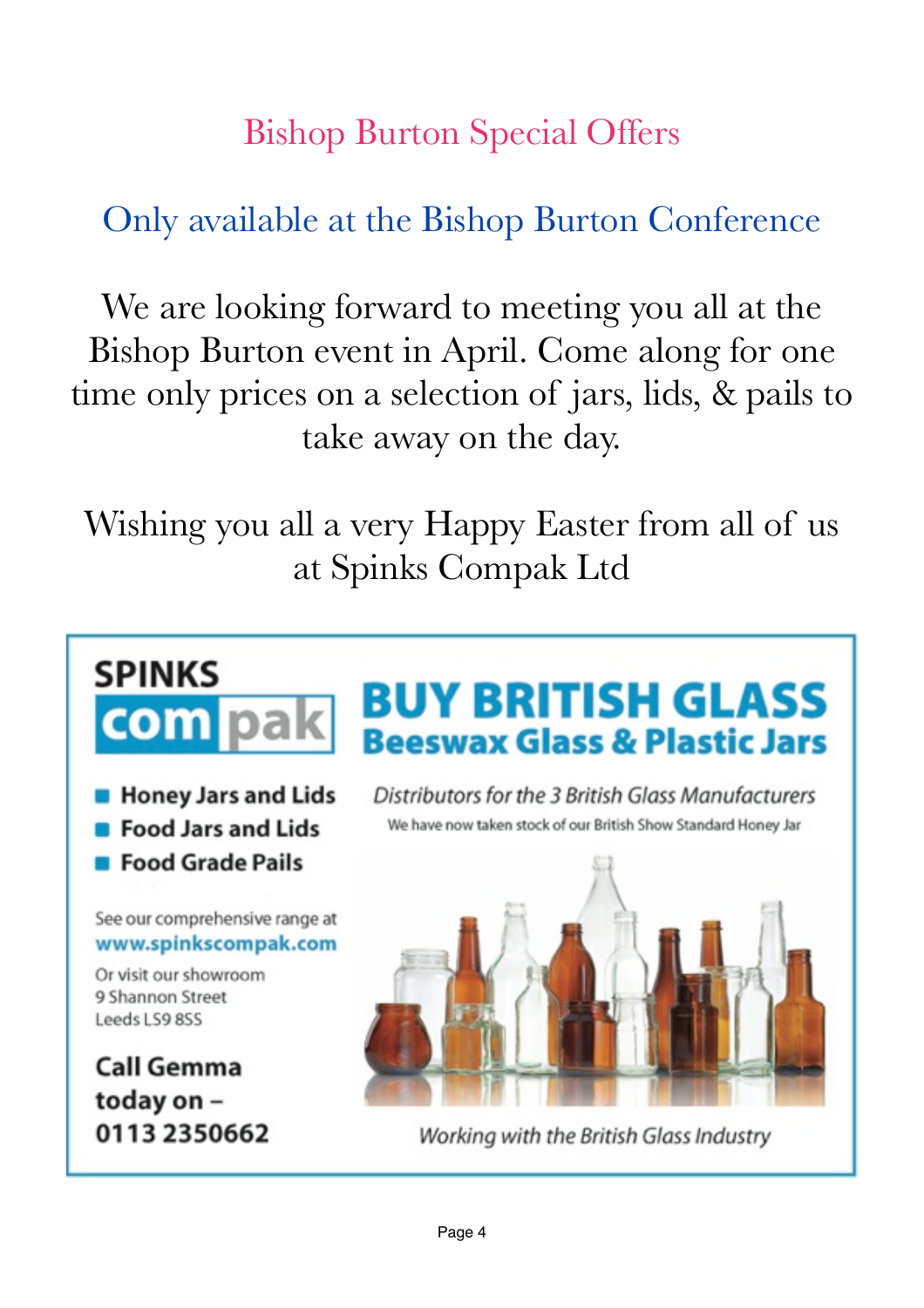# Bishop Burton Special Offers

## Only available at the Bishop Burton Conference

We are looking forward to meeting you all at the Bishop Burton event in April. Come along for one time only prices on a selection of jars, lids, & pails to take away on the day.

Wishing you all a very Happy Easter from all of us at Spinks Compak Ltd

**SPINKS compak**

**BUY BRITISH GLASS**
**Beeswax Glass & Plastic Jars**

- **Honey Jars and Lids**
- **Food Jars and Lids**
- **Food Grade Pails**

*Distributors for the 3 British Glass Manufacturers*

We have now taken stock of our British Show Standard Honey Jar

See our comprehensive range at
**www.spinkscompak.com**

Or visit our showroom
9 Shannon Street
Leeds LS9 8SS

**Call Gemma today on – 0113 2350662**

*Working with the British Glass Industry*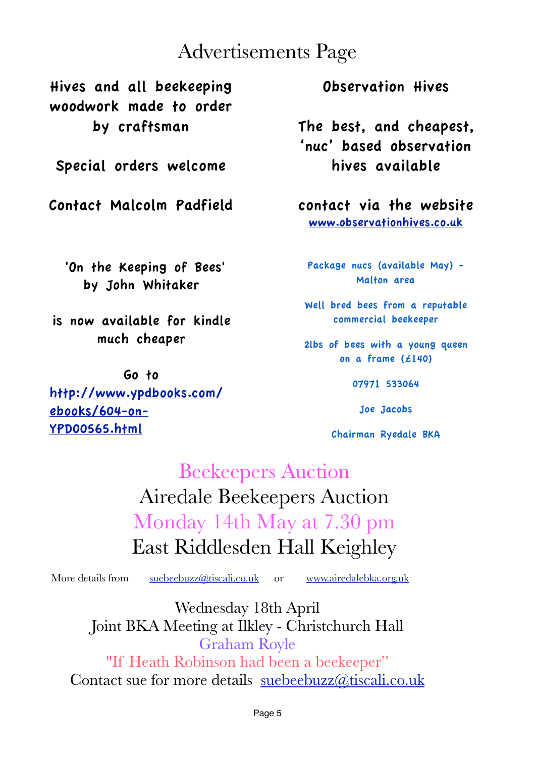# Advertisements Page

Hives and all beekeeping woodwork made to order by craftsman

Special orders welcome

Contact Malcolm Padfield

'On the Keeping of Bees' by John Whitaker

is now available for kindle much cheaper

Go to http://www.ypdbooks.com/ebooks/604-on-YPD00565.html

Observation Hives

The best, and cheapest, 'nuc' based observation hives available

contact via the website www.observationhives.co.uk

Package nucs (available May) - Malton area

Well bred bees from a reputable commercial beekeeper

2lbs of bees with a young queen on a frame (£140)

07971 533064

Joe Jacobs

Chairman Ryedale BKA

## Beekeepers Auction

Airedale Beekeepers Auction

Monday 14th May at 7.30 pm

East Riddlesden Hall Keighley

More details from suebeebuzz@tiscali.co.uk or www.airedalebka.org.uk

Wednesday 18th April

Joint BKA Meeting at Ilkley - Christchurch Hall

Graham Royle

"If Heath Robinson had been a beekeeper"

Contact sue for more details suebeebuzz@tiscali.co.uk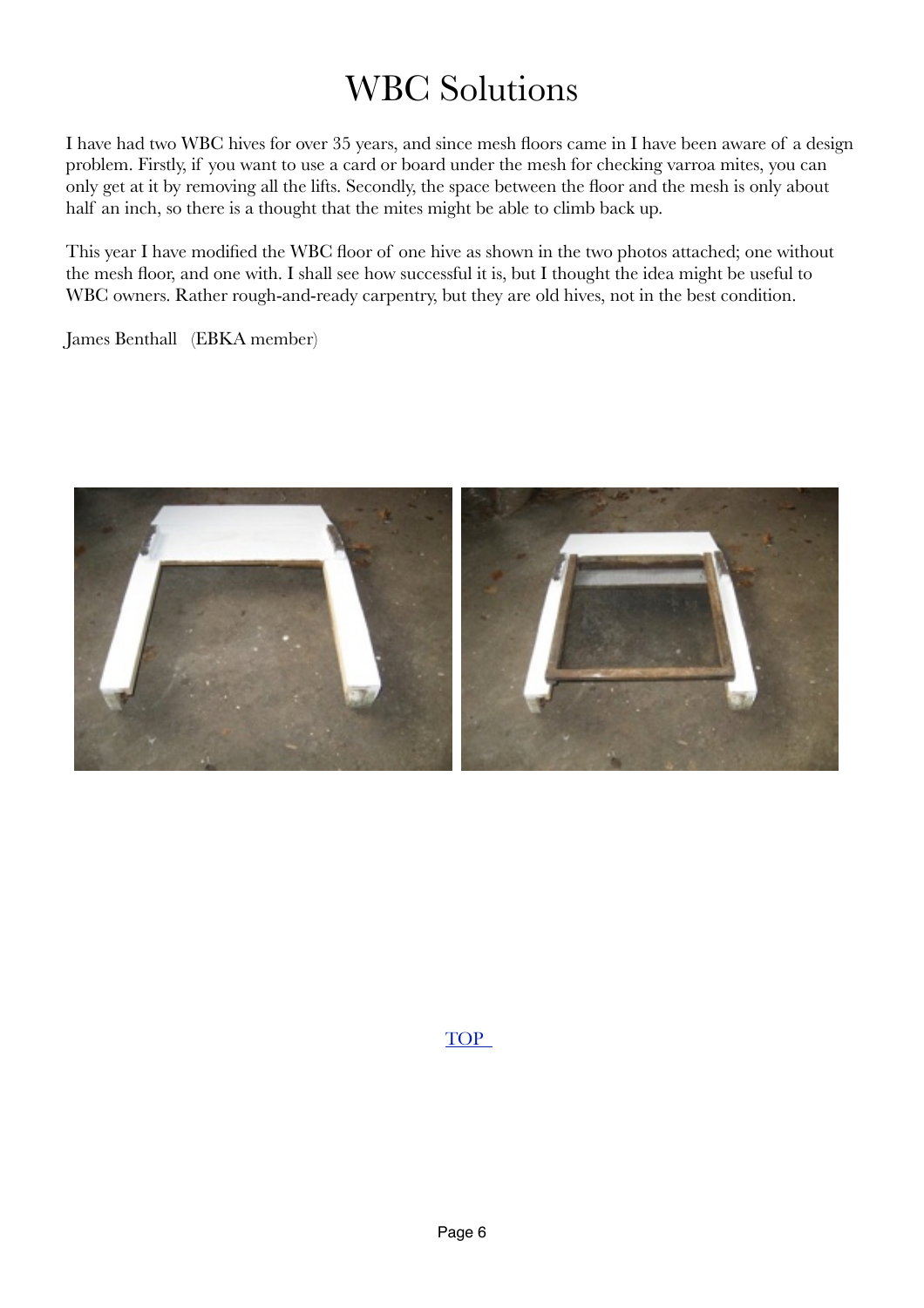# WBC Solutions

I have had two WBC hives for over 35 years, and since mesh floors came in I have been aware of a design problem. Firstly, if you want to use a card or board under the mesh for checking varroa mites, you can only get at it by removing all the lifts. Secondly, the space between the floor and the mesh is only about half an inch, so there is a thought that the mites might be able to climb back up.

This year I have modified the WBC floor of one hive as shown in the two photos attached; one without the mesh floor, and one with. I shall see how successful it is, but I thought the idea might be useful to WBC owners. Rather rough-and-ready carpentry, but they are old hives, not in the best condition.

James Benthall (EBKA member)

TOP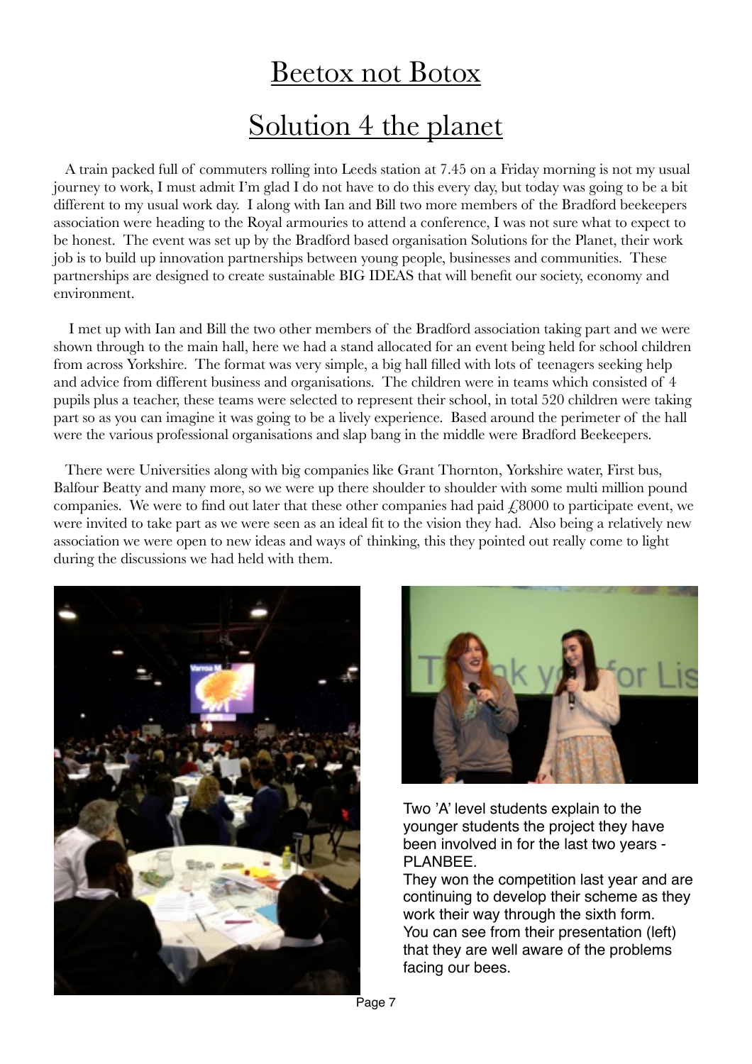# Beetox not Botox

# Solution 4 the planet

A train packed full of commuters rolling into Leeds station at 7.45 on a Friday morning is not my usual journey to work, I must admit I'm glad I do not have to do this every day, but today was going to be a bit different to my usual work day. I along with Ian and Bill two more members of the Bradford beekeepers association were heading to the Royal armouries to attend a conference, I was not sure what to expect to be honest. The event was set up by the Bradford based organisation Solutions for the Planet, their work job is to build up innovation partnerships between young people, businesses and communities. These partnerships are designed to create sustainable BIG IDEAS that will benefit our society, economy and environment.

I met up with Ian and Bill the two other members of the Bradford association taking part and we were shown through to the main hall, here we had a stand allocated for an event being held for school children from across Yorkshire. The format was very simple, a big hall filled with lots of teenagers seeking help and advice from different business and organisations. The children were in teams which consisted of 4 pupils plus a teacher, these teams were selected to represent their school, in total 520 children were taking part so as you can imagine it was going to be a lively experience. Based around the perimeter of the hall were the various professional organisations and slap bang in the middle were Bradford Beekeepers.

There were Universities along with big companies like Grant Thornton, Yorkshire water, First bus, Balfour Beatty and many more, so we were up there shoulder to shoulder with some multi million pound companies. We were to find out later that these other companies had paid £8000 to participate event, we were invited to take part as we were seen as an ideal fit to the vision they had. Also being a relatively new association we were open to new ideas and ways of thinking, this they pointed out really come to light during the discussions we had held with them.

Two 'A' level students explain to the younger students the project they have been involved in for the last two years - PLANBEE.
They won the competition last year and are continuing to develop their scheme as they work their way through the sixth form.
You can see from their presentation (left) that they are well aware of the problems facing our bees.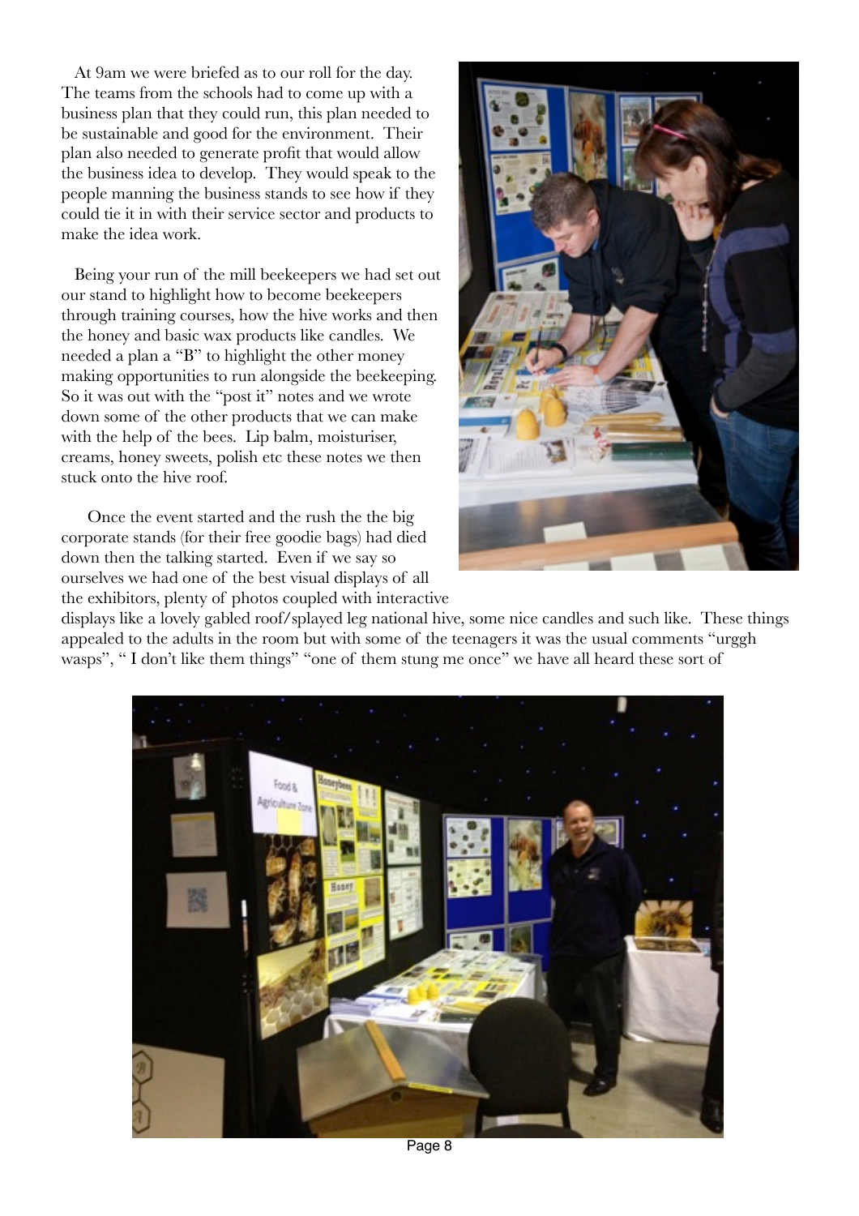At 9am we were briefed as to our roll for the day. The teams from the schools had to come up with a business plan that they could run, this plan needed to be sustainable and good for the environment. Their plan also needed to generate profit that would allow the business idea to develop. They would speak to the people manning the business stands to see how if they could tie it in with their service sector and products to make the idea work.

Being your run of the mill beekeepers we had set out our stand to highlight how to become beekeepers through training courses, how the hive works and then the honey and basic wax products like candles. We needed a plan a "B" to highlight the other money making opportunities to run alongside the beekeeping. So it was out with the "post it" notes and we wrote down some of the other products that we can make with the help of the bees. Lip balm, moisturiser, creams, honey sweets, polish etc these notes we then stuck onto the hive roof.

Once the event started and the rush the the big corporate stands (for their free goodie bags) had died down then the talking started. Even if we say so ourselves we had one of the best visual displays of all the exhibitors, plenty of photos coupled with interactive displays like a lovely gabled roof/splayed leg national hive, some nice candles and such like. These things appealed to the adults in the room but with some of the teenagers it was the usual comments "urggh wasps", " I don't like them things" "one of them stung me once" we have all heard these sort of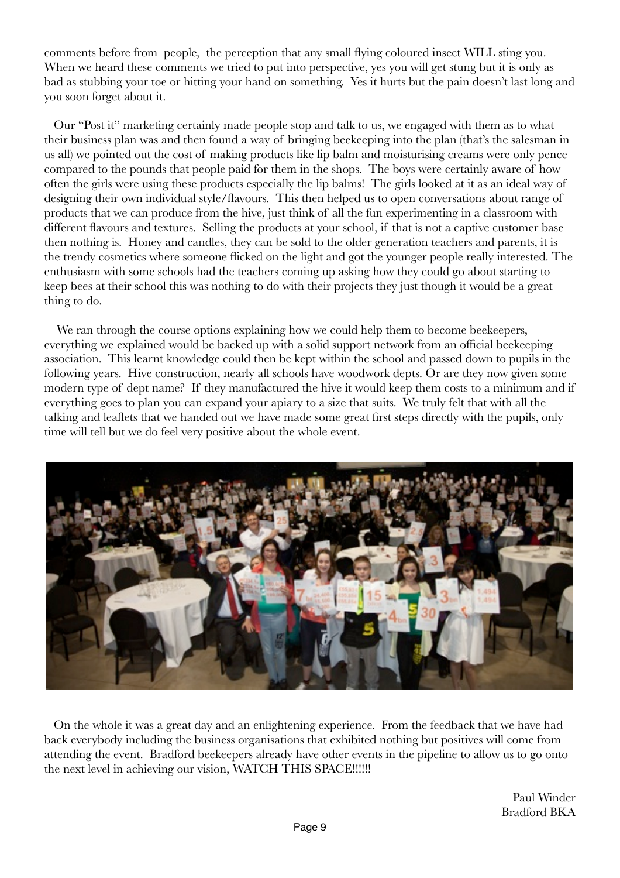comments before from people, the perception that any small flying coloured insect WILL sting you. When we heard these comments we tried to put into perspective, yes you will get stung but it is only as bad as stubbing your toe or hitting your hand on something. Yes it hurts but the pain doesn't last long and you soon forget about it.

Our "Post it" marketing certainly made people stop and talk to us, we engaged with them as to what their business plan was and then found a way of bringing beekeeping into the plan (that's the salesman in us all) we pointed out the cost of making products like lip balm and moisturising creams were only pence compared to the pounds that people paid for them in the shops. The boys were certainly aware of how often the girls were using these products especially the lip balms! The girls looked at it as an ideal way of designing their own individual style/flavours. This then helped us to open conversations about range of products that we can produce from the hive, just think of all the fun experimenting in a classroom with different flavours and textures. Selling the products at your school, if that is not a captive customer base then nothing is. Honey and candles, they can be sold to the older generation teachers and parents, it is the trendy cosmetics where someone flicked on the light and got the younger people really interested. The enthusiasm with some schools had the teachers coming up asking how they could go about starting to keep bees at their school this was nothing to do with their projects they just though it would be a great thing to do.

We ran through the course options explaining how we could help them to become beekeepers, everything we explained would be backed up with a solid support network from an official beekeeping association. This learnt knowledge could then be kept within the school and passed down to pupils in the following years. Hive construction, nearly all schools have woodwork depts. Or are they now given some modern type of dept name? If they manufactured the hive it would keep them costs to a minimum and if everything goes to plan you can expand your apiary to a size that suits. We truly felt that with all the talking and leaflets that we handed out we have made some great first steps directly with the pupils, only time will tell but we do feel very positive about the whole event.

On the whole it was a great day and an enlightening experience. From the feedback that we have had back everybody including the business organisations that exhibited nothing but positives will come from attending the event. Bradford beekeepers already have other events in the pipeline to allow us to go onto the next level in achieving our vision, WATCH THIS SPACE!!!!!!

Paul Winder
Bradford BKA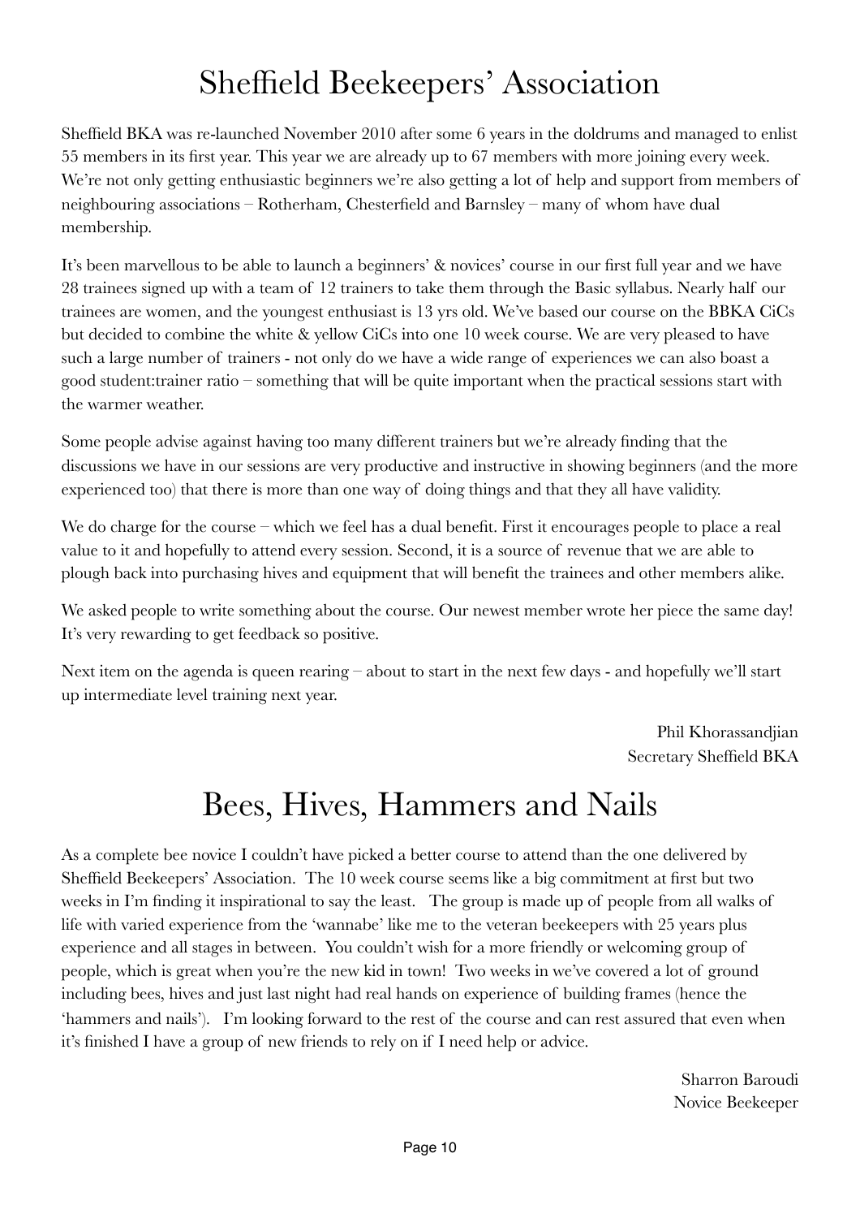# Sheffield Beekeepers' Association

Sheffield BKA was re-launched November 2010 after some 6 years in the doldrums and managed to enlist 55 members in its first year. This year we are already up to 67 members with more joining every week. We're not only getting enthusiastic beginners we're also getting a lot of help and support from members of neighbouring associations – Rotherham, Chesterfield and Barnsley – many of whom have dual membership.

It's been marvellous to be able to launch a beginners' & novices' course in our first full year and we have 28 trainees signed up with a team of 12 trainers to take them through the Basic syllabus. Nearly half our trainees are women, and the youngest enthusiast is 13 yrs old. We've based our course on the BBKA CiCs but decided to combine the white & yellow CiCs into one 10 week course. We are very pleased to have such a large number of trainers - not only do we have a wide range of experiences we can also boast a good student:trainer ratio – something that will be quite important when the practical sessions start with the warmer weather.

Some people advise against having too many different trainers but we're already finding that the discussions we have in our sessions are very productive and instructive in showing beginners (and the more experienced too) that there is more than one way of doing things and that they all have validity.

We do charge for the course – which we feel has a dual benefit. First it encourages people to place a real value to it and hopefully to attend every session. Second, it is a source of revenue that we are able to plough back into purchasing hives and equipment that will benefit the trainees and other members alike.

We asked people to write something about the course. Our newest member wrote her piece the same day! It's very rewarding to get feedback so positive.

Next item on the agenda is queen rearing – about to start in the next few days - and hopefully we'll start up intermediate level training next year.

Phil Khorassandjian
Secretary Sheffield BKA

# Bees, Hives, Hammers and Nails

As a complete bee novice I couldn't have picked a better course to attend than the one delivered by Sheffield Beekeepers' Association. The 10 week course seems like a big commitment at first but two weeks in I'm finding it inspirational to say the least. The group is made up of people from all walks of life with varied experience from the 'wannabe' like me to the veteran beekeepers with 25 years plus experience and all stages in between. You couldn't wish for a more friendly or welcoming group of people, which is great when you're the new kid in town! Two weeks in we've covered a lot of ground including bees, hives and just last night had real hands on experience of building frames (hence the 'hammers and nails'). I'm looking forward to the rest of the course and can rest assured that even when it's finished I have a group of new friends to rely on if I need help or advice.

Sharron Baroudi
Novice Beekeeper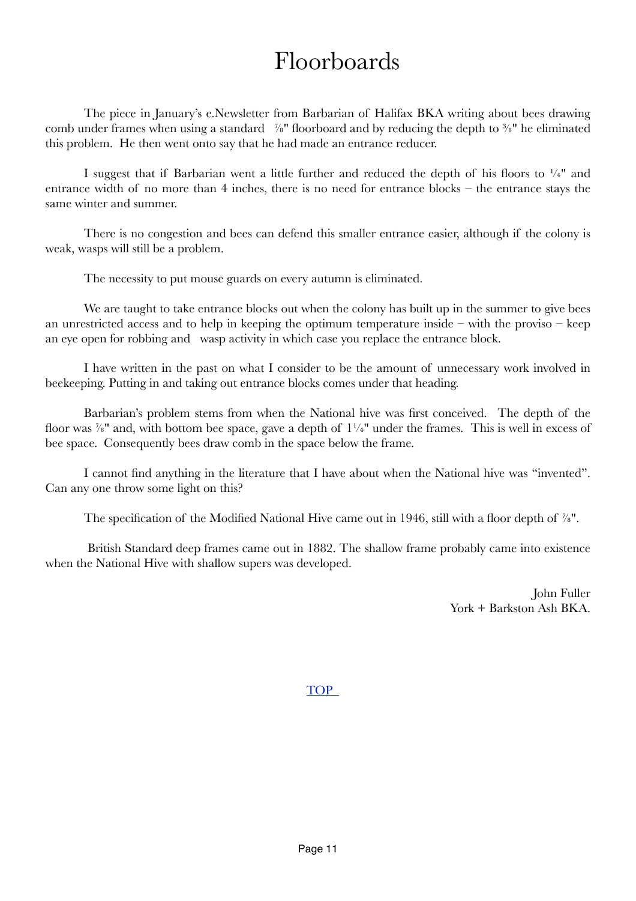# Floorboards

The piece in January's e.Newsletter from Barbarian of Halifax BKA writing about bees drawing comb under frames when using a standard ⅞" floorboard and by reducing the depth to ⅜" he eliminated this problem. He then went onto say that he had made an entrance reducer.

I suggest that if Barbarian went a little further and reduced the depth of his floors to ¼" and entrance width of no more than 4 inches, there is no need for entrance blocks – the entrance stays the same winter and summer.

There is no congestion and bees can defend this smaller entrance easier, although if the colony is weak, wasps will still be a problem.

The necessity to put mouse guards on every autumn is eliminated.

We are taught to take entrance blocks out when the colony has built up in the summer to give bees an unrestricted access and to help in keeping the optimum temperature inside – with the proviso – keep an eye open for robbing and wasp activity in which case you replace the entrance block.

I have written in the past on what I consider to be the amount of unnecessary work involved in beekeeping. Putting in and taking out entrance blocks comes under that heading.

Barbarian's problem stems from when the National hive was first conceived. The depth of the floor was ⅞" and, with bottom bee space, gave a depth of 1¼" under the frames. This is well in excess of bee space. Consequently bees draw comb in the space below the frame.

I cannot find anything in the literature that I have about when the National hive was "invented". Can any one throw some light on this?

The specification of the Modified National Hive came out in 1946, still with a floor depth of ⅞".

British Standard deep frames came out in 1882. The shallow frame probably came into existence when the National Hive with shallow supers was developed.

John Fuller
York + Barkston Ash BKA.

TOP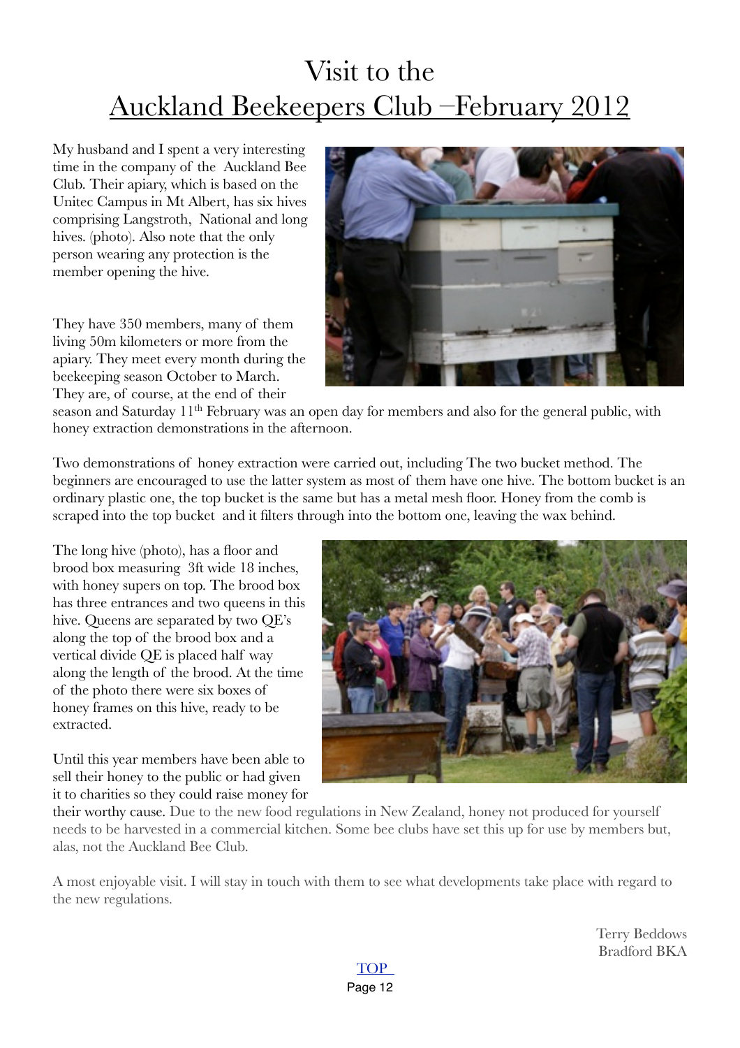# Visit to the Auckland Beekeepers Club –February 2012

My husband and I spent a very interesting time in the company of the Auckland Bee Club. Their apiary, which is based on the Unitec Campus in Mt Albert, has six hives comprising Langstroth, National and long hives. (photo). Also note that the only person wearing any protection is the member opening the hive.

They have 350 members, many of them living 50m kilometers or more from the apiary. They meet every month during the beekeeping season October to March. They are, of course, at the end of their season and Saturday 11th February was an open day for members and also for the general public, with honey extraction demonstrations in the afternoon.

Two demonstrations of honey extraction were carried out, including The two bucket method. The beginners are encouraged to use the latter system as most of them have one hive. The bottom bucket is an ordinary plastic one, the top bucket is the same but has a metal mesh floor. Honey from the comb is scraped into the top bucket and it filters through into the bottom one, leaving the wax behind.

The long hive (photo), has a floor and brood box measuring 3ft wide 18 inches, with honey supers on top. The brood box has three entrances and two queens in this hive. Queens are separated by two QE's along the top of the brood box and a vertical divide QE is placed half way along the length of the brood. At the time of the photo there were six boxes of honey frames on this hive, ready to be extracted.

Until this year members have been able to sell their honey to the public or had given it to charities so they could raise money for their worthy cause. Due to the new food regulations in New Zealand, honey not produced for yourself needs to be harvested in a commercial kitchen. Some bee clubs have set this up for use by members but, alas, not the Auckland Bee Club.

A most enjoyable visit. I will stay in touch with them to see what developments take place with regard to the new regulations.

Terry Beddows
Bradford BKA

TOP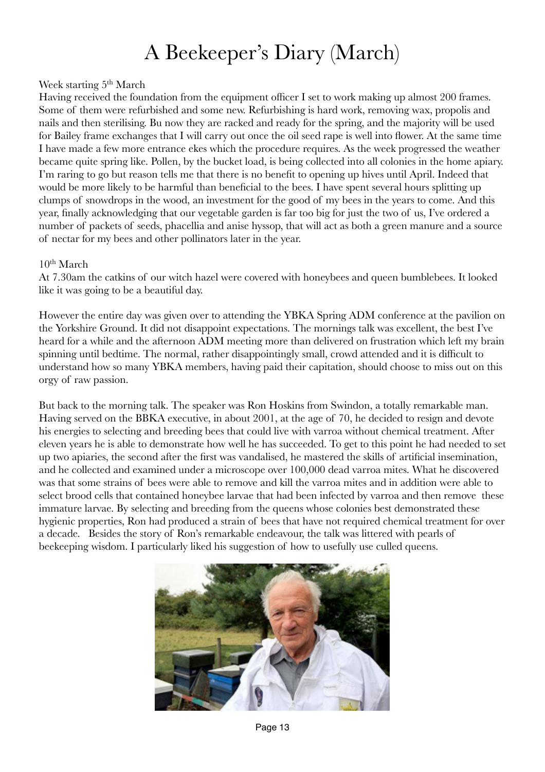# A Beekeeper's Diary (March)

Week starting 5th March

Having received the foundation from the equipment officer I set to work making up almost 200 frames. Some of them were refurbished and some new. Refurbishing is hard work, removing wax, propolis and nails and then sterilising. Bu now they are racked and ready for the spring, and the majority will be used for Bailey frame exchanges that I will carry out once the oil seed rape is well into flower. At the same time I have made a few more entrance ekes which the procedure requires. As the week progressed the weather became quite spring like. Pollen, by the bucket load, is being collected into all colonies in the home apiary. I'm raring to go but reason tells me that there is no benefit to opening up hives until April. Indeed that would be more likely to be harmful than beneficial to the bees. I have spent several hours splitting up clumps of snowdrops in the wood, an investment for the good of my bees in the years to come. And this year, finally acknowledging that our vegetable garden is far too big for just the two of us, I've ordered a number of packets of seeds, phacellia and anise hyssop, that will act as both a green manure and a source of nectar for my bees and other pollinators later in the year.

10th March

At 7.30am the catkins of our witch hazel were covered with honeybees and queen bumblebees. It looked like it was going to be a beautiful day.

However the entire day was given over to attending the YBKA Spring ADM conference at the pavilion on the Yorkshire Ground. It did not disappoint expectations. The mornings talk was excellent, the best I've heard for a while and the afternoon ADM meeting more than delivered on frustration which left my brain spinning until bedtime. The normal, rather disappointingly small, crowd attended and it is difficult to understand how so many YBKA members, having paid their capitation, should choose to miss out on this orgy of raw passion.

But back to the morning talk. The speaker was Ron Hoskins from Swindon, a totally remarkable man. Having served on the BBKA executive, in about 2001, at the age of 70, he decided to resign and devote his energies to selecting and breeding bees that could live with varroa without chemical treatment. After eleven years he is able to demonstrate how well he has succeeded. To get to this point he had needed to set up two apiaries, the second after the first was vandalised, he mastered the skills of artificial insemination, and he collected and examined under a microscope over 100,000 dead varroa mites. What he discovered was that some strains of bees were able to remove and kill the varroa mites and in addition were able to select brood cells that contained honeybee larvae that had been infected by varroa and then remove these immature larvae. By selecting and breeding from the queens whose colonies best demonstrated these hygienic properties, Ron had produced a strain of bees that have not required chemical treatment for over a decade. Besides the story of Ron's remarkable endeavour, the talk was littered with pearls of beekeeping wisdom. I particularly liked his suggestion of how to usefully use culled queens.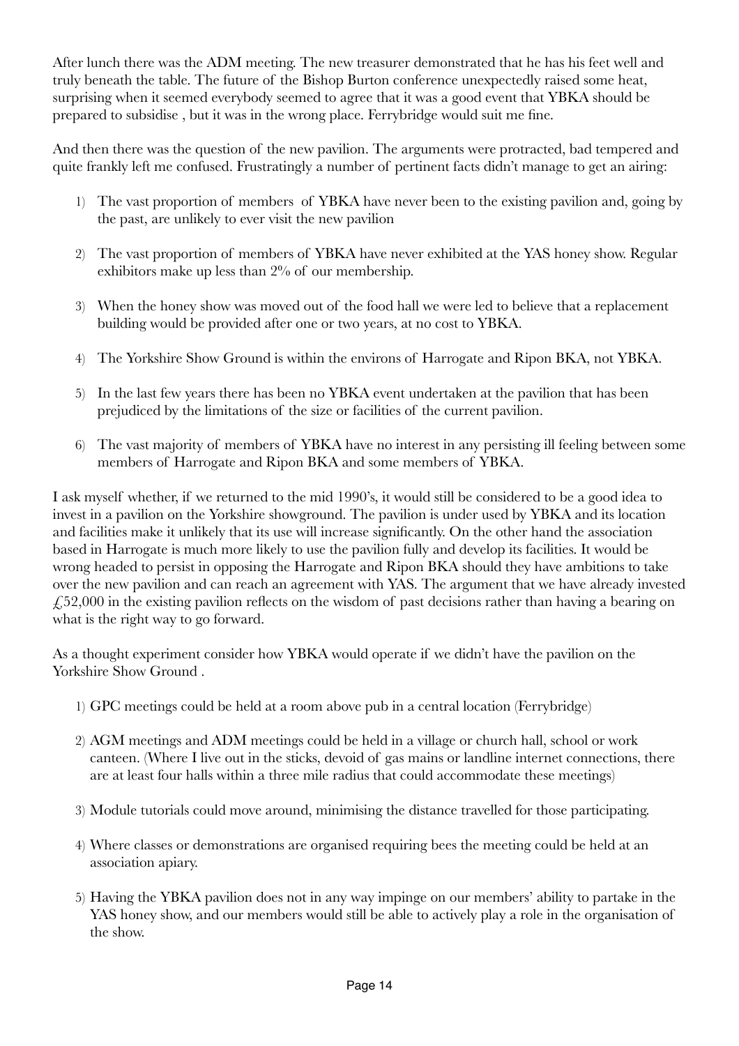After lunch there was the ADM meeting. The new treasurer demonstrated that he has his feet well and truly beneath the table. The future of the Bishop Burton conference unexpectedly raised some heat, surprising when it seemed everybody seemed to agree that it was a good event that YBKA should be prepared to subsidise , but it was in the wrong place. Ferrybridge would suit me fine.

And then there was the question of the new pavilion. The arguments were protracted, bad tempered and quite frankly left me confused. Frustratingly a number of pertinent facts didn't manage to get an airing:

1) The vast proportion of members of YBKA have never been to the existing pavilion and, going by the past, are unlikely to ever visit the new pavilion

2) The vast proportion of members of YBKA have never exhibited at the YAS honey show. Regular exhibitors make up less than 2% of our membership.

3) When the honey show was moved out of the food hall we were led to believe that a replacement building would be provided after one or two years, at no cost to YBKA.

4) The Yorkshire Show Ground is within the environs of Harrogate and Ripon BKA, not YBKA.

5) In the last few years there has been no YBKA event undertaken at the pavilion that has been prejudiced by the limitations of the size or facilities of the current pavilion.

6) The vast majority of members of YBKA have no interest in any persisting ill feeling between some members of Harrogate and Ripon BKA and some members of YBKA.

I ask myself whether, if we returned to the mid 1990's, it would still be considered to be a good idea to invest in a pavilion on the Yorkshire showground. The pavilion is under used by YBKA and its location and facilities make it unlikely that its use will increase significantly. On the other hand the association based in Harrogate is much more likely to use the pavilion fully and develop its facilities. It would be wrong headed to persist in opposing the Harrogate and Ripon BKA should they have ambitions to take over the new pavilion and can reach an agreement with YAS. The argument that we have already invested £52,000 in the existing pavilion reflects on the wisdom of past decisions rather than having a bearing on what is the right way to go forward.

As a thought experiment consider how YBKA would operate if we didn't have the pavilion on the Yorkshire Show Ground .

1) GPC meetings could be held at a room above pub in a central location (Ferrybridge)

2) AGM meetings and ADM meetings could be held in a village or church hall, school or work canteen. (Where I live out in the sticks, devoid of gas mains or landline internet connections, there are at least four halls within a three mile radius that could accommodate these meetings)

3) Module tutorials could move around, minimising the distance travelled for those participating.

4) Where classes or demonstrations are organised requiring bees the meeting could be held at an association apiary.

5) Having the YBKA pavilion does not in any way impinge on our members' ability to partake in the YAS honey show, and our members would still be able to actively play a role in the organisation of the show.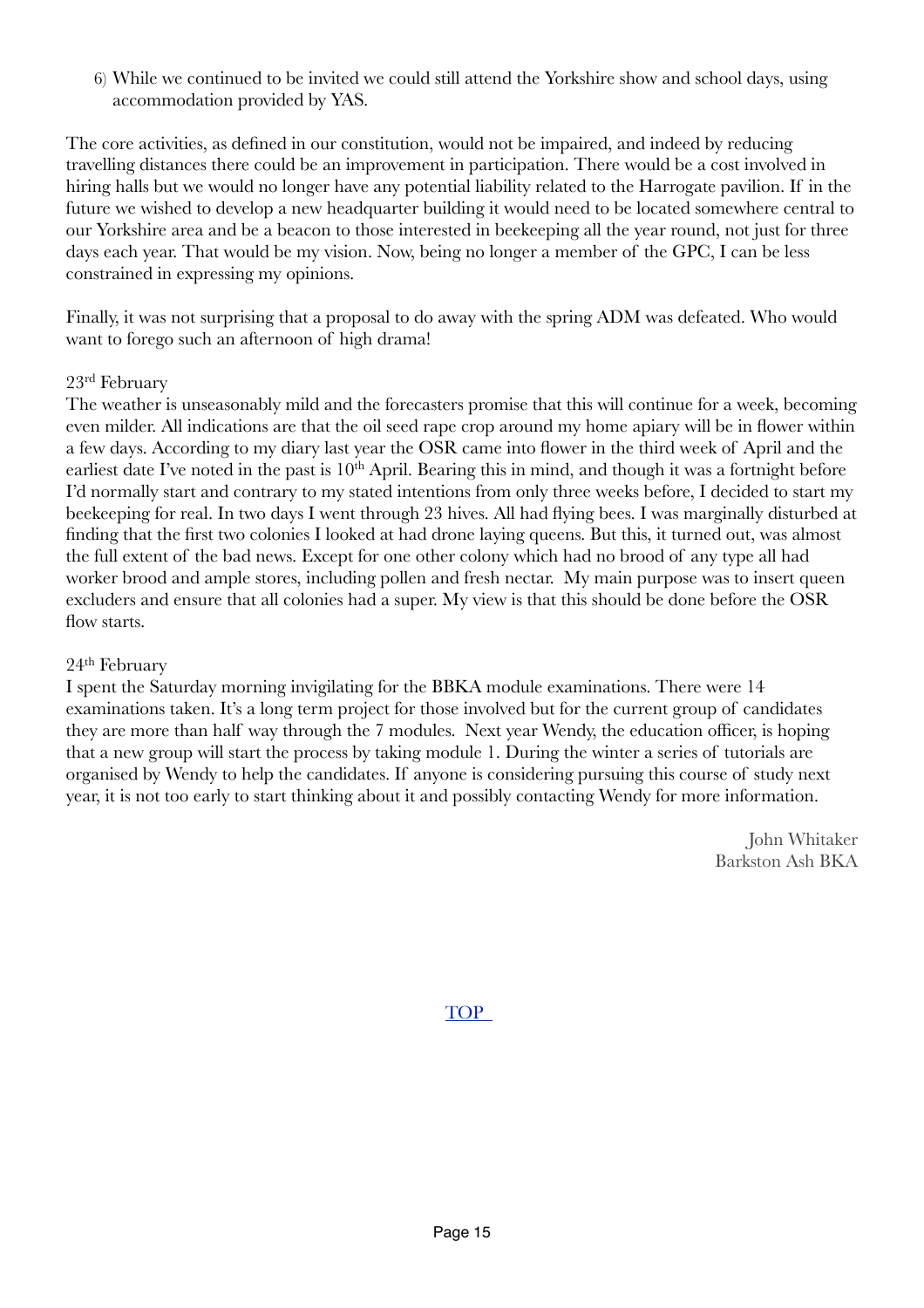6) While we continued to be invited we could still attend the Yorkshire show and school days, using accommodation provided by YAS.

The core activities, as defined in our constitution, would not be impaired, and indeed by reducing travelling distances there could be an improvement in participation. There would be a cost involved in hiring halls but we would no longer have any potential liability related to the Harrogate pavilion. If in the future we wished to develop a new headquarter building it would need to be located somewhere central to our Yorkshire area and be a beacon to those interested in beekeeping all the year round, not just for three days each year. That would be my vision. Now, being no longer a member of the GPC, I can be less constrained in expressing my opinions.

Finally, it was not surprising that a proposal to do away with the spring ADM was defeated. Who would want to forego such an afternoon of high drama!

23rd February

The weather is unseasonably mild and the forecasters promise that this will continue for a week, becoming even milder. All indications are that the oil seed rape crop around my home apiary will be in flower within a few days. According to my diary last year the OSR came into flower in the third week of April and the earliest date I've noted in the past is 10th April. Bearing this in mind, and though it was a fortnight before I'd normally start and contrary to my stated intentions from only three weeks before, I decided to start my beekeeping for real. In two days I went through 23 hives. All had flying bees. I was marginally disturbed at finding that the first two colonies I looked at had drone laying queens. But this, it turned out, was almost the full extent of the bad news. Except for one other colony which had no brood of any type all had worker brood and ample stores, including pollen and fresh nectar. My main purpose was to insert queen excluders and ensure that all colonies had a super. My view is that this should be done before the OSR flow starts.

24th February

I spent the Saturday morning invigilating for the BBKA module examinations. There were 14 examinations taken. It's a long term project for those involved but for the current group of candidates they are more than half way through the 7 modules. Next year Wendy, the education officer, is hoping that a new group will start the process by taking module 1. During the winter a series of tutorials are organised by Wendy to help the candidates. If anyone is considering pursuing this course of study next year, it is not too early to start thinking about it and possibly contacting Wendy for more information.

John Whitaker
Barkston Ash BKA

TOP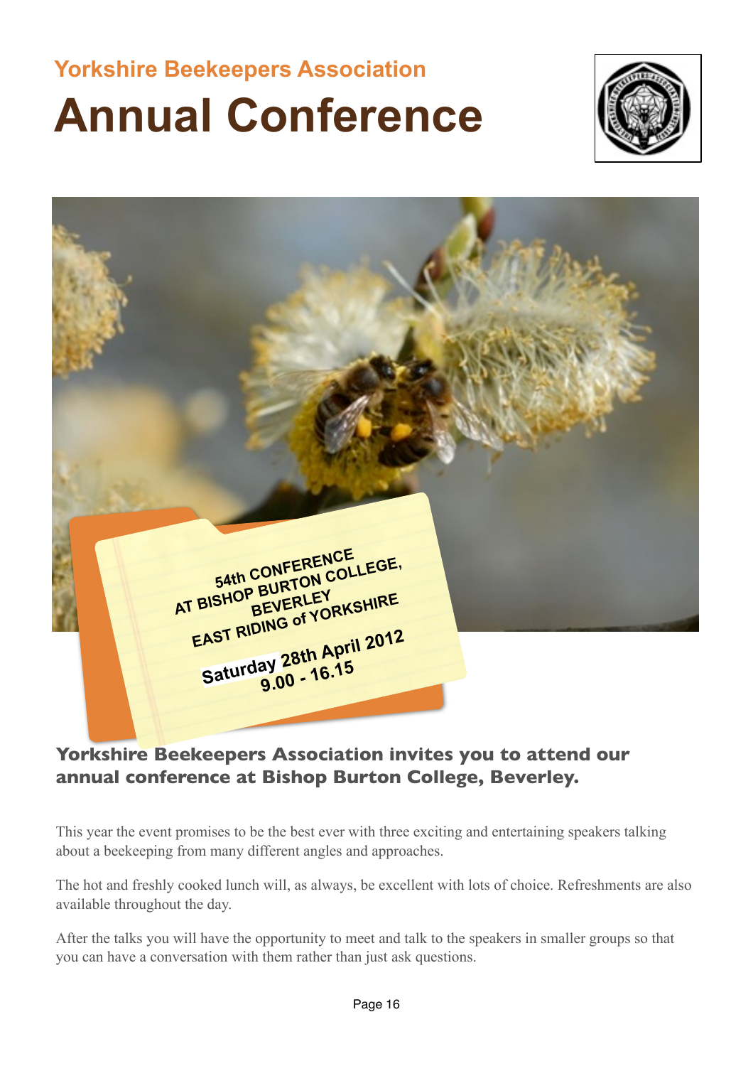## Yorkshire Beekeepers Association

# Annual Conference

54th CONFERENCE
AT BISHOP BURTON COLLEGE,
BEVERLEY
EAST RIDING of YORKSHIRE

Saturday 28th April 2012
9.00 - 16.15

**Yorkshire Beekeepers Association invites you to attend our annual conference at Bishop Burton College, Beverley.**

This year the event promises to be the best ever with three exciting and entertaining speakers talking about a beekeeping from many different angles and approaches.

The hot and freshly cooked lunch will, as always, be excellent with lots of choice. Refreshments are also available throughout the day.

After the talks you will have the opportunity to meet and talk to the speakers in smaller groups so that you can have a conversation with them rather than just ask questions.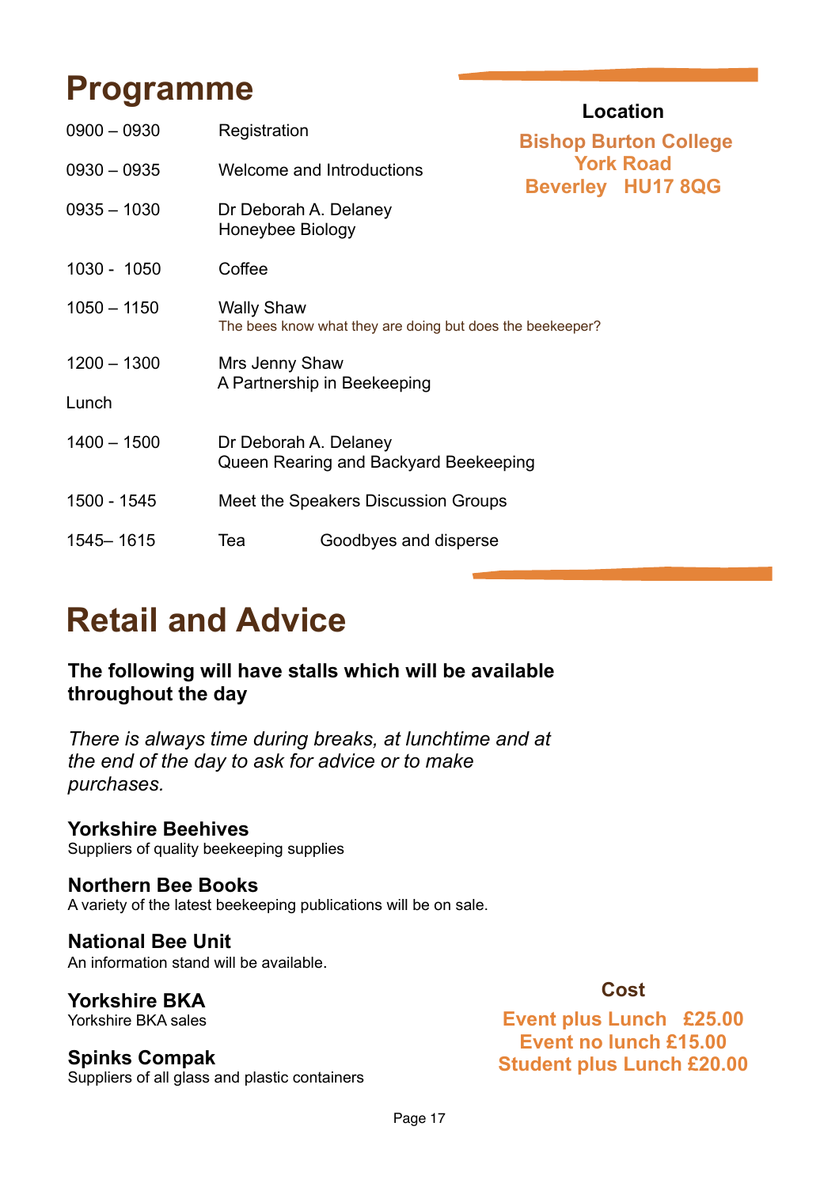# Programme

**Location**

**Bishop Burton College**
**York Road**
**Beverley HU17 8QG**

| | |
|---|---|
| 0900 – 0930 | Registration |
| 0930 – 0935 | Welcome and Introductions |
| 0935 – 1030 | Dr Deborah A. Delaney<br>Honeybee Biology |
| 1030 - 1050 | Coffee |
| 1050 – 1150 | Wally Shaw<br>The bees know what they are doing but does the beekeeper? |
| 1200 – 1300 | Mrs Jenny Shaw<br>A Partnership in Beekeeping |
| Lunch | |
| 1400 – 1500 | Dr Deborah A. Delaney<br>Queen Rearing and Backyard Beekeeping |
| 1500 - 1545 | Meet the Speakers Discussion Groups |
| 1545– 1615 | Tea Goodbyes and disperse |

# Retail and Advice

**The following will have stalls which will be available throughout the day**

*There is always time during breaks, at lunchtime and at the end of the day to ask for advice or to make purchases.*

**Yorkshire Beehives**
Suppliers of quality beekeeping supplies

**Northern Bee Books**
A variety of the latest beekeeping publications will be on sale.

**National Bee Unit**
An information stand will be available.

**Yorkshire BKA**
Yorkshire BKA sales

**Spinks Compak**
Suppliers of all glass and plastic containers

**Cost**

**Event plus Lunch £25.00**
**Event no lunch £15.00**
**Student plus Lunch £20.00**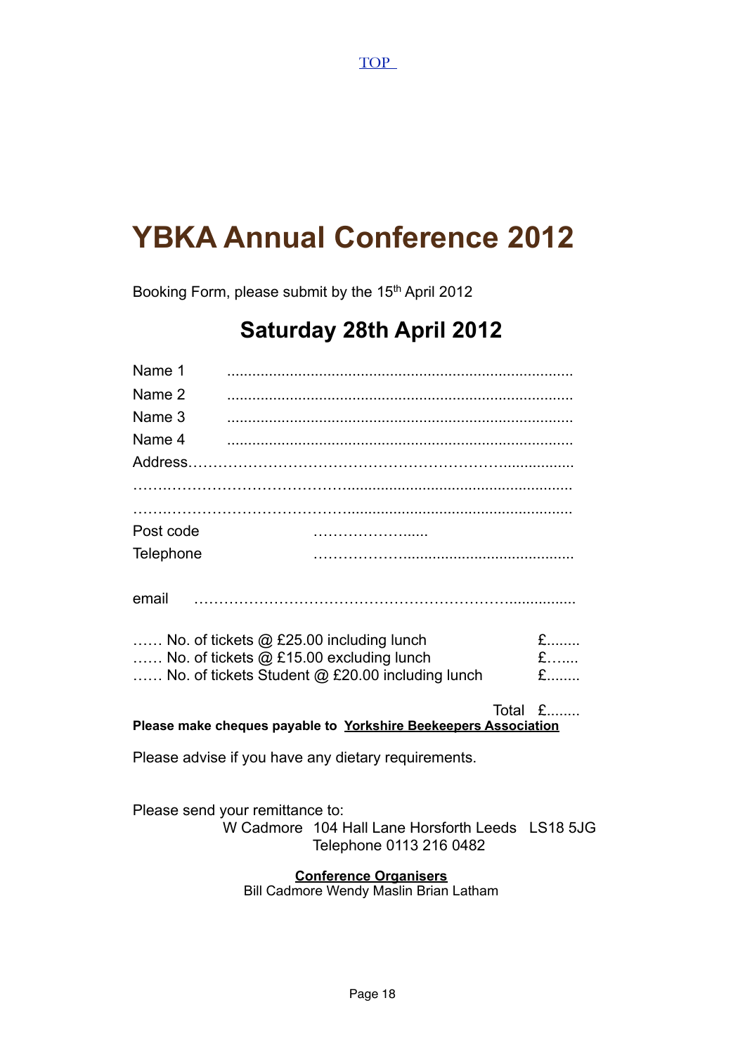[TOP](#)

# YBKA Annual Conference 2012

Booking Form, please submit by the 15th April 2012

## Saturday 28th April 2012

Name 1 ...................................................................................

Name 2 ...................................................................................

Name 3 ...................................................................................

Name 4 ...................................................................................

Address……………………………………………………….................

…….………………………….…......................................................

…….………………………….…......................................................

Post code …………………......

Telephone ………………........................................

email …………………………………………………………................

…… No. of tickets @ £25.00 including lunch £........

…… No. of tickets @ £15.00 excluding lunch £…....

…… No. of tickets Student @ £20.00 including lunch £........

Total £........

**Please make cheques payable to Yorkshire Beekeepers Association**

Please advise if you have any dietary requirements.

Please send your remittance to:

W Cadmore 104 Hall Lane Horsforth Leeds LS18 5JG
Telephone 0113 216 0482

**Conference Organisers**

Bill Cadmore Wendy Maslin Brian Latham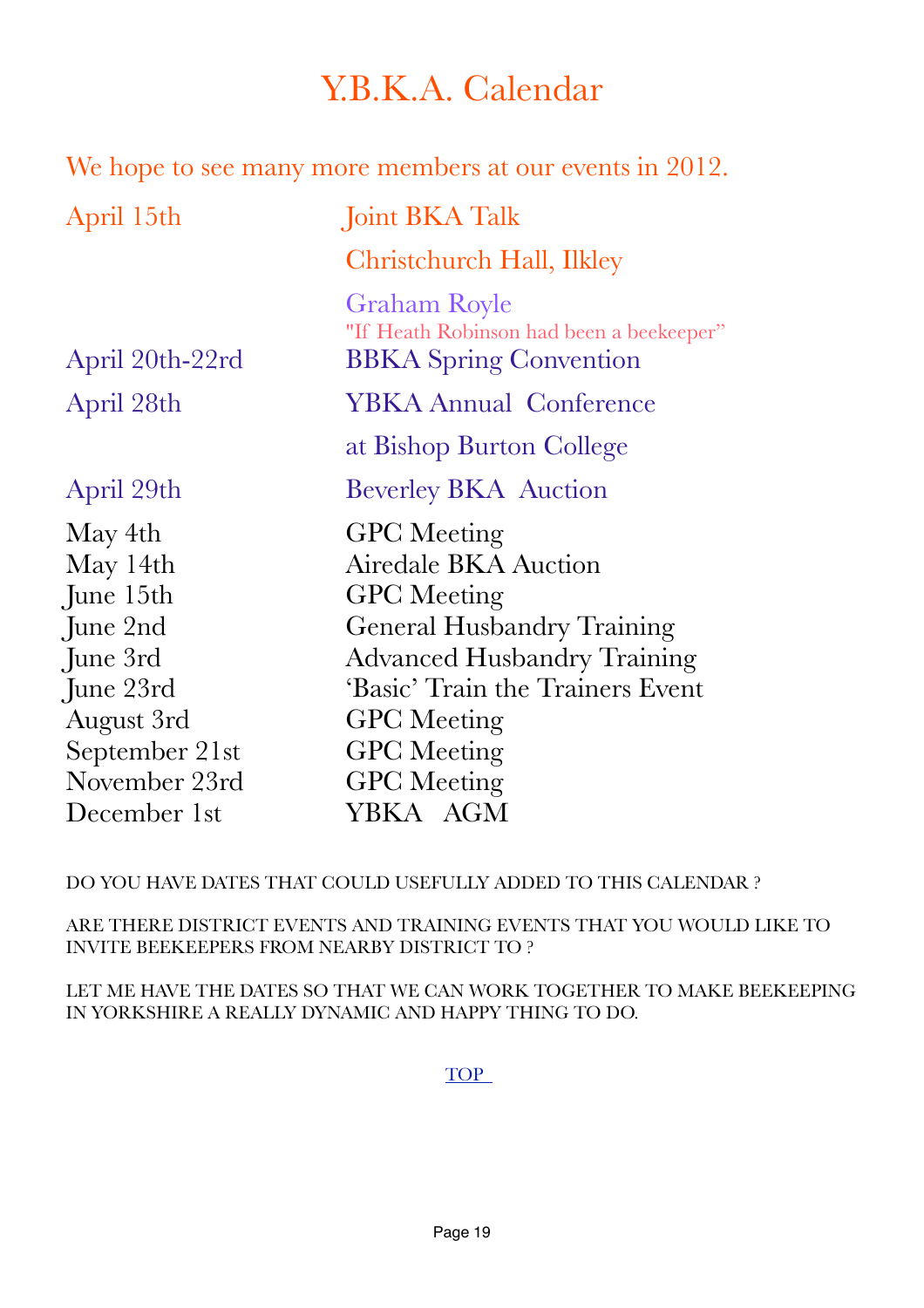// Calendar event listing; footer page number omitted.
# Y.B.K.A. Calendar

We hope to see many more members at our events in 2012.

| | |
|---|---|
| April 15th | Joint BKA Talk |
| | Christchurch Hall, Ilkley |
| | Graham Royle<br>"If Heath Robinson had been a beekeeper" |
| April 20th-22rd | BBKA Spring Convention |
| April 28th | YBKA Annual Conference |
| | at Bishop Burton College |
| April 29th | Beverley BKA Auction |
| May 4th | GPC Meeting |
| May 14th | Airedale BKA Auction |
| June 15th | GPC Meeting |
| June 2nd | General Husbandry Training |
| June 3rd | Advanced Husbandry Training |
| June 23rd | 'Basic' Train the Trainers Event |
| August 3rd | GPC Meeting |
| September 21st | GPC Meeting |
| November 23rd | GPC Meeting |
| December 1st | YBKA AGM |

DO YOU HAVE DATES THAT COULD USEFULLY ADDED TO THIS CALENDAR ?

ARE THERE DISTRICT EVENTS AND TRAINING EVENTS THAT YOU WOULD LIKE TO INVITE BEEKEEPERS FROM NEARBY DISTRICT TO ?

LET ME HAVE THE DATES SO THAT WE CAN WORK TOGETHER TO MAKE BEEKEEPING IN YORKSHIRE A REALLY DYNAMIC AND HAPPY THING TO DO.

TOP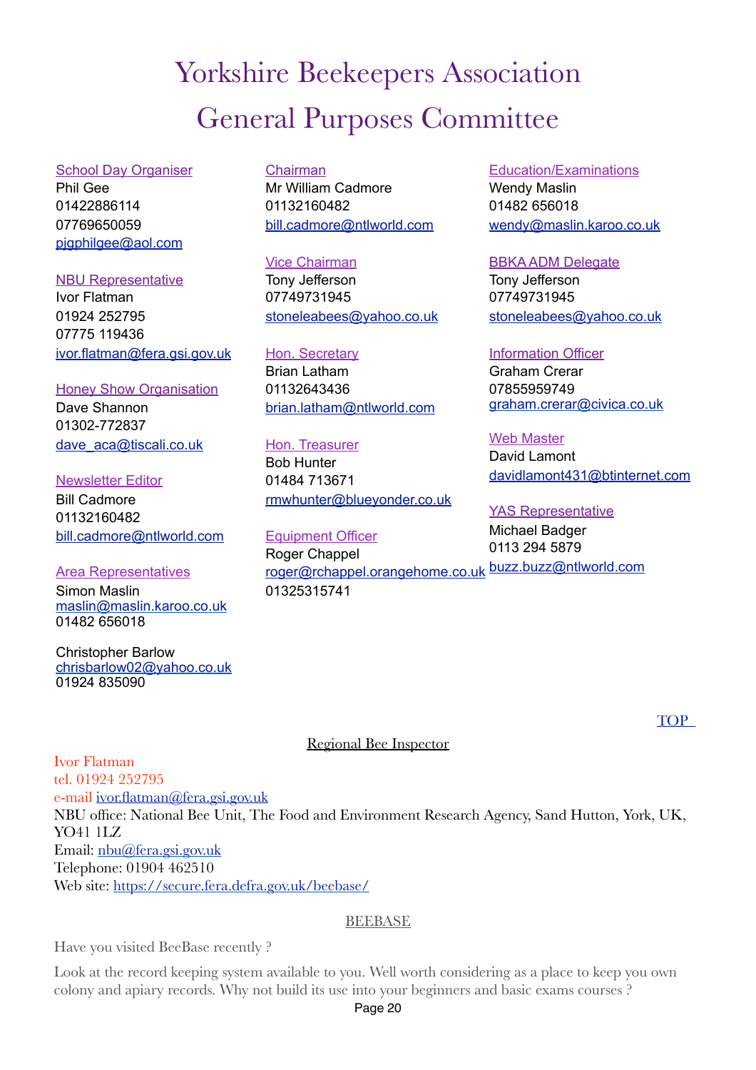# Yorkshire Beekeepers Association
# General Purposes Committee

School Day Organiser
Phil Gee
01422886114
07769650059
pjgphilgee@aol.com

NBU Representative
Ivor Flatman
01924 252795
07775 119436
ivor.flatman@fera.gsi.gov.uk

Honey Show Organisation
Dave Shannon
01302-772837
dave_aca@tiscali.co.uk

Newsletter Editor
Bill Cadmore
01132160482
bill.cadmore@ntlworld.com

Area Representatives
Simon Maslin
maslin@maslin.karoo.co.uk
01482 656018

Christopher Barlow
chrisbarlow02@yahoo.co.uk
01924 835090

Chairman
Mr William Cadmore
01132160482
bill.cadmore@ntlworld.com

Vice Chairman
Tony Jefferson
07749731945
stoneleabees@yahoo.co.uk

Hon. Secretary
Brian Latham
01132643436
brian.latham@ntlworld.com

Hon. Treasurer
Bob Hunter
01484 713671
rmwhunter@blueyonder.co.uk

Equipment Officer
Roger Chappel
roger@rchappel.orangehome.co.uk
01325315741

Education/Examinations
Wendy Maslin
01482 656018
wendy@maslin.karoo.co.uk

BBKA ADM Delegate
Tony Jefferson
07749731945
stoneleabees@yahoo.co.uk

Information Officer
Graham Crerar
07855959749
graham.crerar@civica.co.uk

Web Master
David Lamont
davidlamont431@btinternet.com

YAS Representative
Michael Badger
0113 294 5879
buzz.buzz@ntlworld.com

TOP

## Regional Bee Inspector

Ivor Flatman
tel. 01924 252795
e-mail ivor.flatman@fera.gsi.gov.uk
NBU office: National Bee Unit, The Food and Environment Research Agency, Sand Hutton, York, UK, YO41 1LZ
Email: nbu@fera.gsi.gov.uk
Telephone: 01904 462510
Web site: https://secure.fera.defra.gov.uk/beebase/

## BEEBASE

Have you visited BeeBase recently ?

Look at the record keeping system available to you. Well worth considering as a place to keep you own colony and apiary records. Why not build its use into your beginners and basic exams courses ?